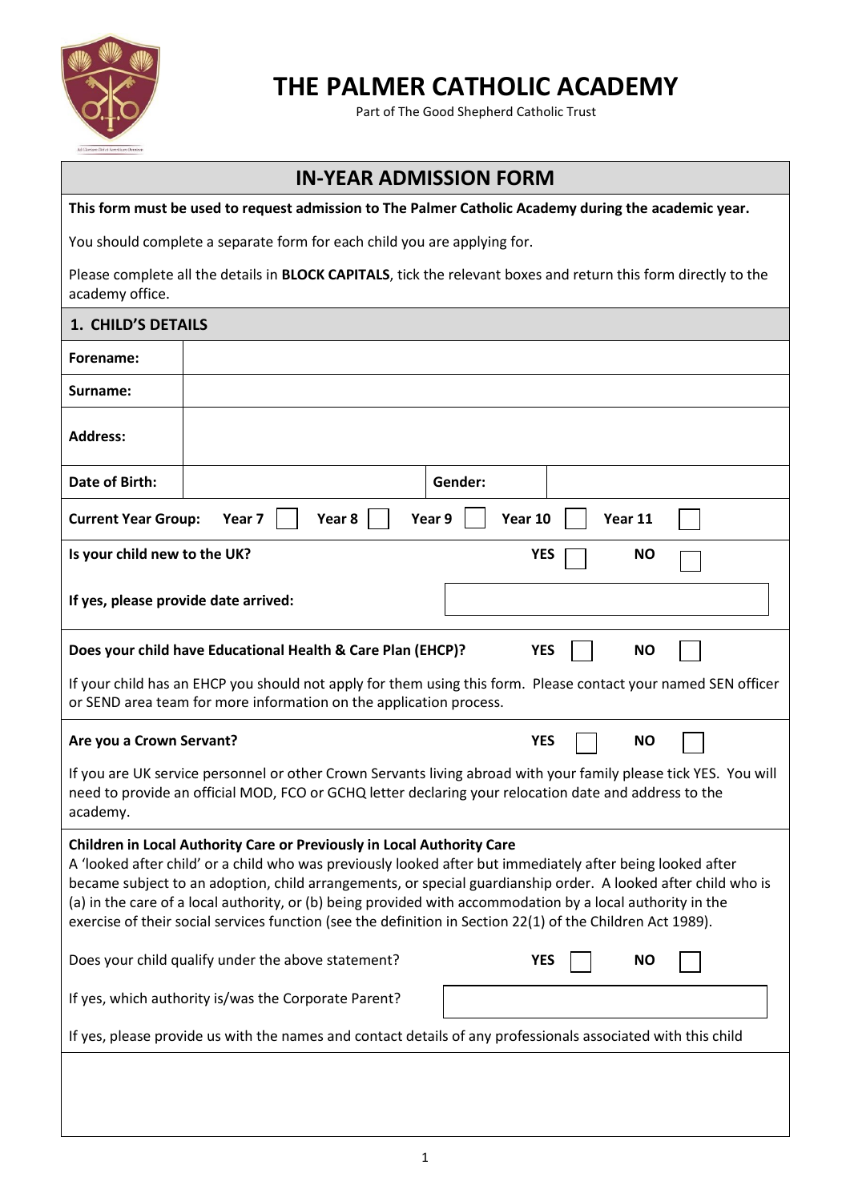# THE PALMER CATHOLIC ACADEMY

Part of The Good Shepherd Catholic Trust

## IN-YEAR ADMISSION FORM

**This form must be used to request admission to The Palmer Catholic Academy during the academic year.**

You should complete a separate form for each child you are applying for.

Please complete all the details in **BLOCK CAPITALS**, tick the relevant boxes and return this form directly to the academy office.

### 1. CHILD'S DETAILS

| | | | |
|---|---|---|---|
| **Forename:** | | | |
| **Surname:** | | | |
| **Address:** | | | |
| **Date of Birth:** | | **Gender:** | |

**Current Year Group:** Year 7 ☐ Year 8 ☐ Year 9 ☐ Year 10 ☐ Year 11 ☐

**Is your child new to the UK?** YES ☐ NO ☐

**If yes, please provide date arrived:**

**Does your child have Educational Health & Care Plan (EHCP)?** YES ☐ NO ☐

If your child has an EHCP you should not apply for them using this form. Please contact your named SEN officer or SEND area team for more information on the application process.

**Are you a Crown Servant?** YES ☐ NO ☐

If you are UK service personnel or other Crown Servants living abroad with your family please tick YES. You will need to provide an official MOD, FCO or GCHQ letter declaring your relocation date and address to the academy.

**Children in Local Authority Care or Previously in Local Authority Care**

A 'looked after child' or a child who was previously looked after but immediately after being looked after became subject to an adoption, child arrangements, or special guardianship order. A looked after child who is (a) in the care of a local authority, or (b) being provided with accommodation by a local authority in the exercise of their social services function (see the definition in Section 22(1) of the Children Act 1989).

Does your child qualify under the above statement? **YES** ☐ **NO** ☐

If yes, which authority is/was the Corporate Parent?

If yes, please provide us with the names and contact details of any professionals associated with this child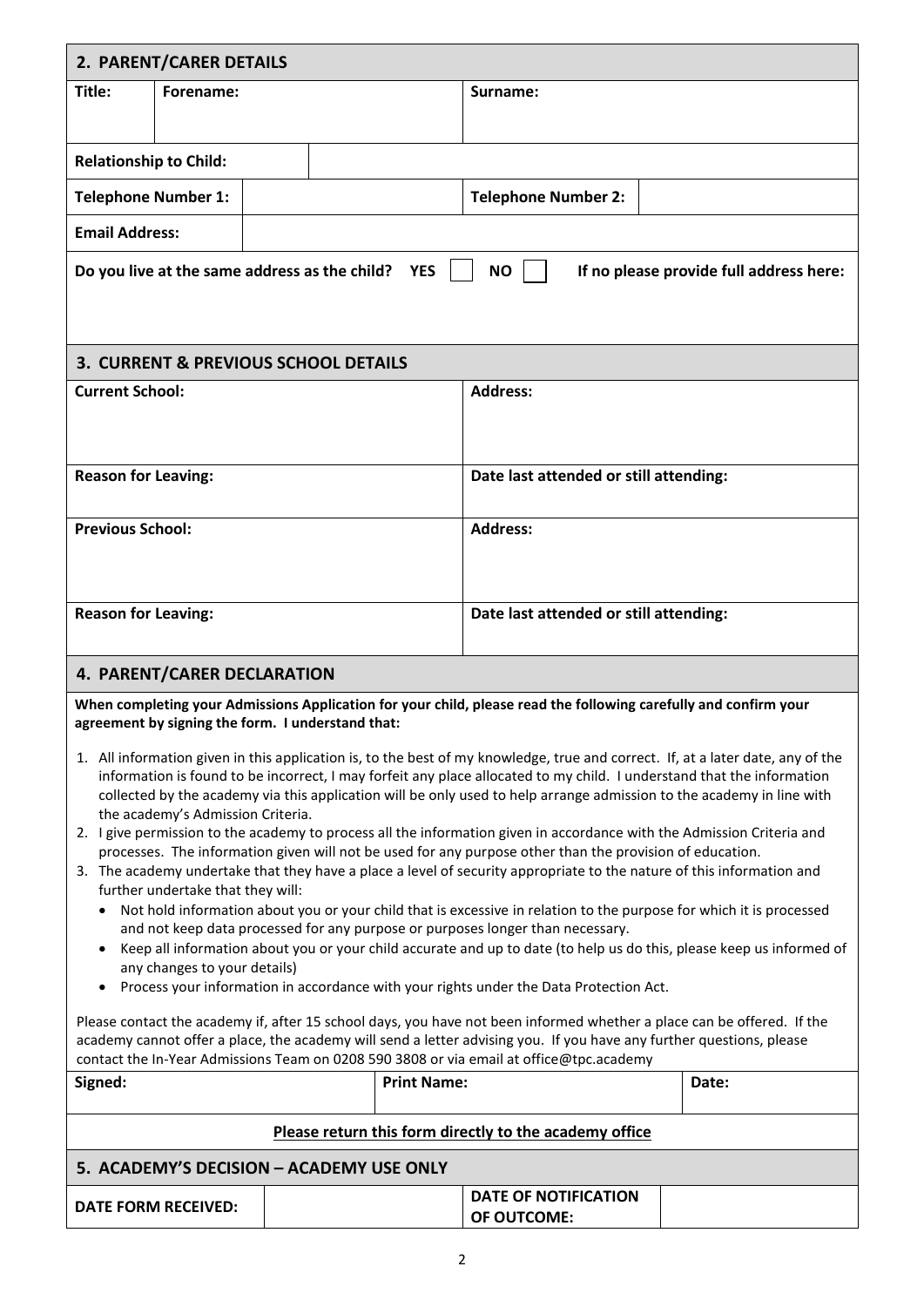## 2. PARENT/CARER DETAILS

| | | | |
|---|---|---|---|
| **Title:** | **Forename:** | **Surname:** | |
| **Relationship to Child:** | | | |
| **Telephone Number 1:** | | **Telephone Number 2:** | |
| **Email Address:** | | | |

**Do you live at the same address as the child? YES** ☐ **NO** ☐ **If no please provide full address here:**

## 3. CURRENT & PREVIOUS SCHOOL DETAILS

| | |
|---|---|
| **Current School:** | **Address:** |
| **Reason for Leaving:** | **Date last attended or still attending:** |
| **Previous School:** | **Address:** |
| **Reason for Leaving:** | **Date last attended or still attending:** |

## 4. PARENT/CARER DECLARATION

**When completing your Admissions Application for your child, please read the following carefully and confirm your agreement by signing the form. I understand that:**

1. All information given in this application is, to the best of my knowledge, true and correct. If, at a later date, any of the information is found to be incorrect, I may forfeit any place allocated to my child. I understand that the information collected by the academy via this application will be only used to help arrange admission to the academy in line with the academy's Admission Criteria.
2. I give permission to the academy to process all the information given in accordance with the Admission Criteria and processes. The information given will not be used for any purpose other than the provision of education.
3. The academy undertake that they have a place a level of security appropriate to the nature of this information and further undertake that they will:
   - Not hold information about you or your child that is excessive in relation to the purpose for which it is processed and not keep data processed for any purpose or purposes longer than necessary.
   - Keep all information about you or your child accurate and up to date (to help us do this, please keep us informed of any changes to your details)
   - Process your information in accordance with your rights under the Data Protection Act.

Please contact the academy if, after 15 school days, you have not been informed whether a place can be offered. If the academy cannot offer a place, the academy will send a letter advising you. If you have any further questions, please contact the In-Year Admissions Team on 0208 590 3808 or via email at office@tpc.academy

| | | |
|---|---|---|
| **Signed:** | **Print Name:** | **Date:** |

**<u>Please return this form directly to the academy office</u>**

## 5. ACADEMY'S DECISION – ACADEMY USE ONLY

| | | | |
|---|---|---|---|
| **DATE FORM RECEIVED:** | | **DATE OF NOTIFICATION OF OUTCOME:** | |